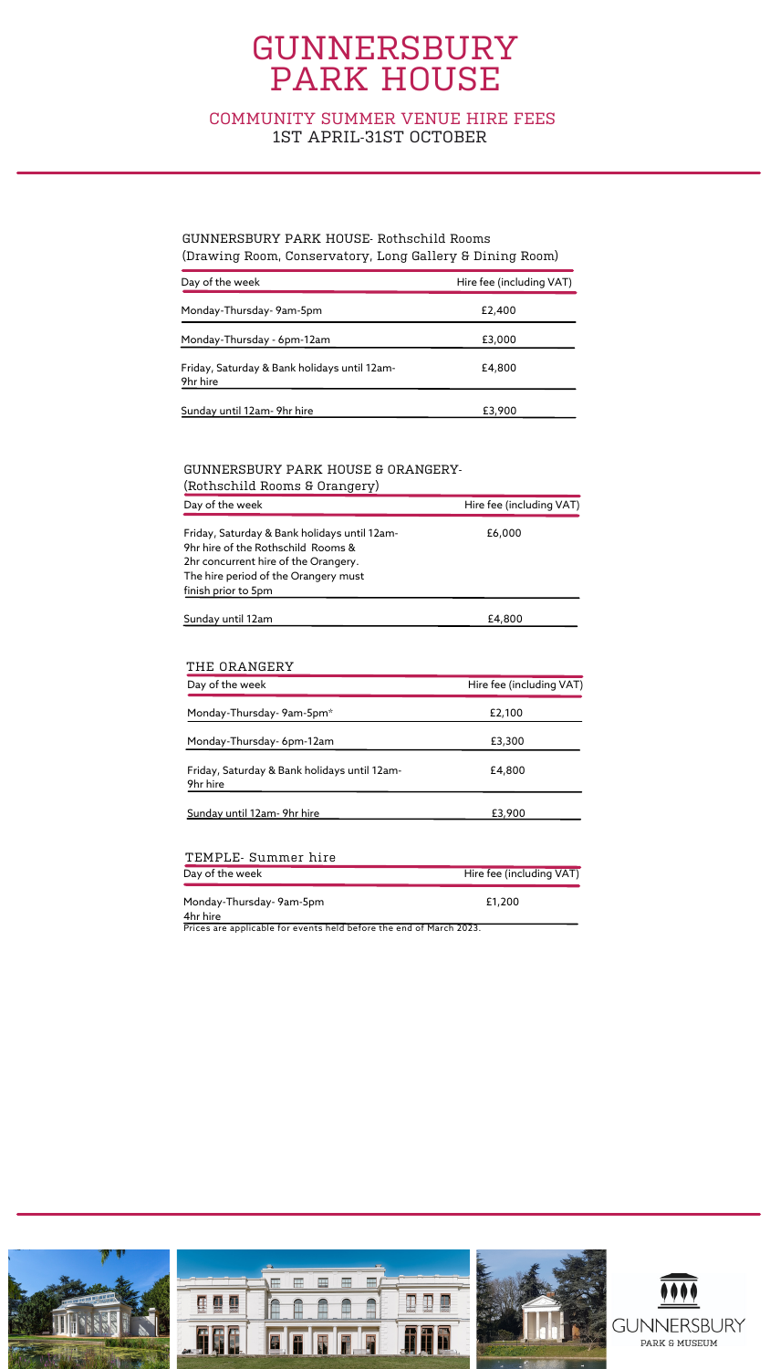# GUNNERSBURY PARK HOUSE

## COMMUNITY SUMMER VENUE HIRE FEES
## 1ST APRIL-31ST OCTOBER

### GUNNERSBURY PARK HOUSE- Rothschild Rooms
(Drawing Room, Conservatory, Long Gallery & Dining Room)

| Day of the week | Hire fee (including VAT) |
|---|---|
| Monday-Thursday- 9am-5pm | £2,400 |
| Monday-Thursday - 6pm-12am | £3,000 |
| Friday, Saturday & Bank holidays until 12am- 9hr hire | £4,800 |
| Sunday until 12am- 9hr hire | £3,900 |

### GUNNERSBURY PARK HOUSE & ORANGERY-
(Rothschild Rooms & Orangery)

| Day of the week | Hire fee (including VAT) |
|---|---|
| Friday, Saturday & Bank holidays until 12am- 9hr hire of the Rothschild Rooms & 2hr concurrent hire of the Orangery. The hire period of the Orangery must finish prior to 5pm | £6,000 |
| Sunday until 12am | £4,800 |

### THE ORANGERY

| Day of the week | Hire fee (including VAT) |
|---|---|
| Monday-Thursday- 9am-5pm* | £2,100 |
| Monday-Thursday- 6pm-12am | £3,300 |
| Friday, Saturday & Bank holidays until 12am- 9hr hire | £4,800 |
| Sunday until 12am- 9hr hire | £3,900 |

### TEMPLE- Summer hire

| Day of the week | Hire fee (including VAT) |
|---|---|
| Monday-Thursday- 9am-5pm 4hr hire | £1,200 |

Prices are applicable for events held before the end of March 2023.

GUNNERSBURY PARK & MUSEUM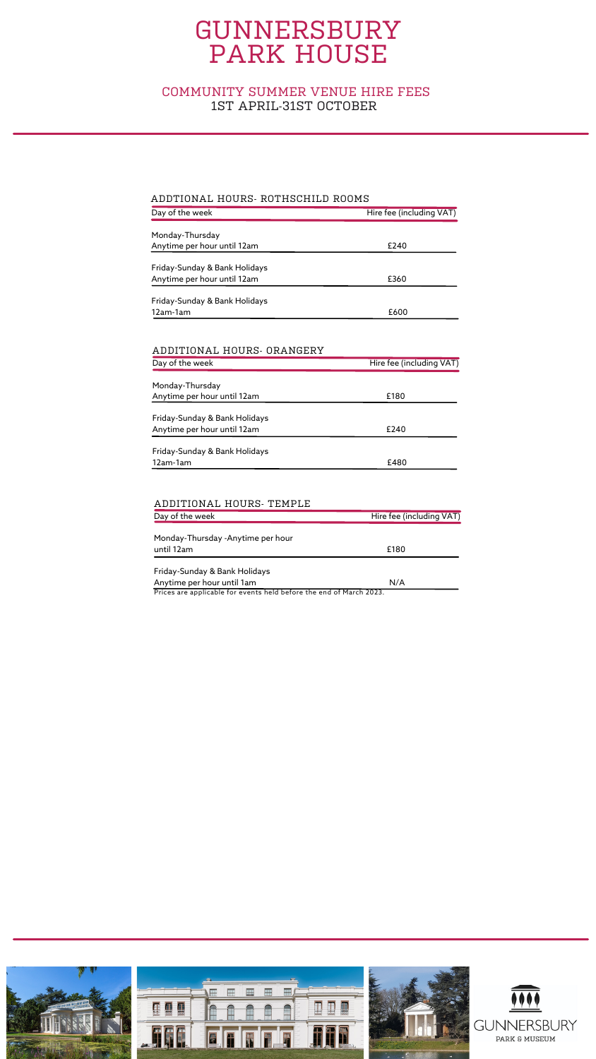# GUNNERSBURY PARK HOUSE

## COMMUNITY SUMMER VENUE HIRE FEES
1ST APRIL-31ST OCTOBER

### ADDTIONAL HOURS- ROTHSCHILD ROOMS

| Day of the week | Hire fee (including VAT) |
|---|---|
| Monday-Thursday<br>Anytime per hour until 12am | £240 |
| Friday-Sunday & Bank Holidays<br>Anytime per hour until 12am | £360 |
| Friday-Sunday & Bank Holidays<br>12am-1am | £600 |

### ADDITIONAL HOURS- ORANGERY

| Day of the week | Hire fee (including VAT) |
|---|---|
| Monday-Thursday<br>Anytime per hour until 12am | £180 |
| Friday-Sunday & Bank Holidays<br>Anytime per hour until 12am | £240 |
| Friday-Sunday & Bank Holidays<br>12am-1am | £480 |

### ADDITIONAL HOURS- TEMPLE

| Day of the week | Hire fee (including VAT) |
|---|---|
| Monday-Thursday -Anytime per hour until 12am | £180 |
| Friday-Sunday & Bank Holidays<br>Anytime per hour until 1am | N/A |

Prices are applicable for events held before the end of March 2023.

GUNNERSBURY PARK & MUSEUM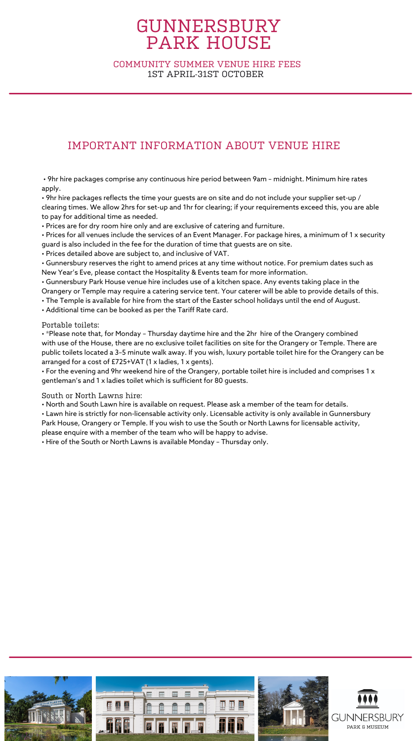# GUNNERSBURY PARK HOUSE

COMMUNITY SUMMER VENUE HIRE FEES
1ST APRIL-31ST OCTOBER

## IMPORTANT INFORMATION ABOUT VENUE HIRE

- 9hr hire packages comprise any continuous hire period between 9am – midnight. Minimum hire rates apply.
- 9hr hire packages reflects the time your guests are on site and do not include your supplier set-up / clearing times. We allow 2hrs for set-up and 1hr for clearing; if your requirements exceed this, you are able to pay for additional time as needed.
- Prices are for dry room hire only and are exclusive of catering and furniture.
- Prices for all venues include the services of an Event Manager. For package hires, a minimum of 1 x security guard is also included in the fee for the duration of time that guests are on site.
- Prices detailed above are subject to, and inclusive of VAT.
- Gunnersbury reserves the right to amend prices at any time without notice. For premium dates such as New Year's Eve, please contact the Hospitality & Events team for more information.
- Gunnersbury Park House venue hire includes use of a kitchen space. Any events taking place in the Orangery or Temple may require a catering service tent. Your caterer will be able to provide details of this.
- The Temple is available for hire from the start of the Easter school holidays until the end of August.
- Additional time can be booked as per the Tariff Rate card.

Portable toilets:

- *Please note that, for Monday – Thursday daytime hire and the 2hr hire of the Orangery combined with use of the House, there are no exclusive toilet facilities on site for the Orangery or Temple. There are public toilets located a 3-5 minute walk away. If you wish, luxury portable toilet hire for the Orangery can be arranged for a cost of £725+VAT (1 x ladies, 1 x gents).
- For the evening and 9hr weekend hire of the Orangery, portable toilet hire is included and comprises 1 x gentleman's and 1 x ladies toilet which is sufficient for 80 guests.

South or North Lawns hire:

- North and South Lawn hire is available on request. Please ask a member of the team for details.
- Lawn hire is strictly for non-licensable activity only. Licensable activity is only available in Gunnersbury Park House, Orangery or Temple. If you wish to use the South or North Lawns for licensable activity, please enquire with a member of the team who will be happy to advise.
- Hire of the South or North Lawns is available Monday – Thursday only.

GUNNERSBURY
PARK & MUSEUM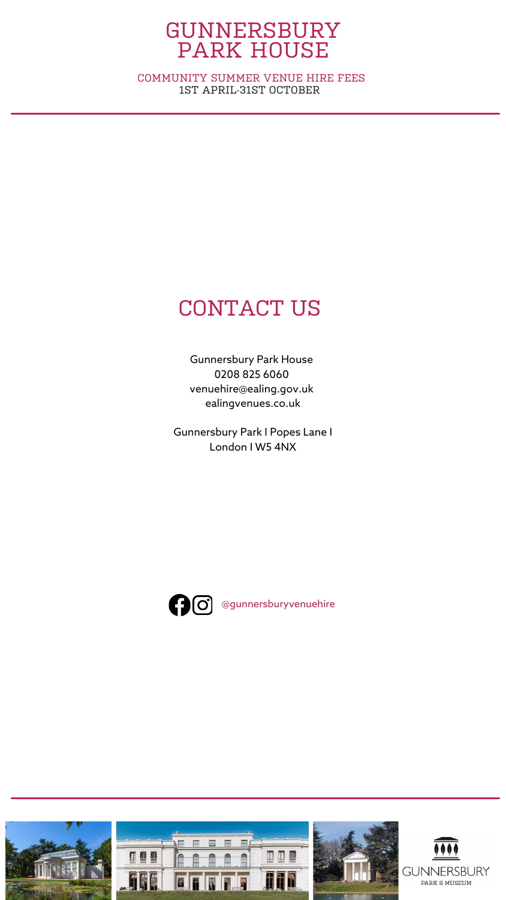# GUNNERSBURY PARK HOUSE

COMMUNITY SUMMER VENUE HIRE FEES
1ST APRIL-31ST OCTOBER

## CONTACT US

Gunnersbury Park House
0208 825 6060
venuehire@ealing.gov.uk
ealingvenues.co.uk

Gunnersbury Park I Popes Lane I
London I W5 4NX

@gunnersburyvenuehire

GUNNERSBURY
PARK & MUSEUM